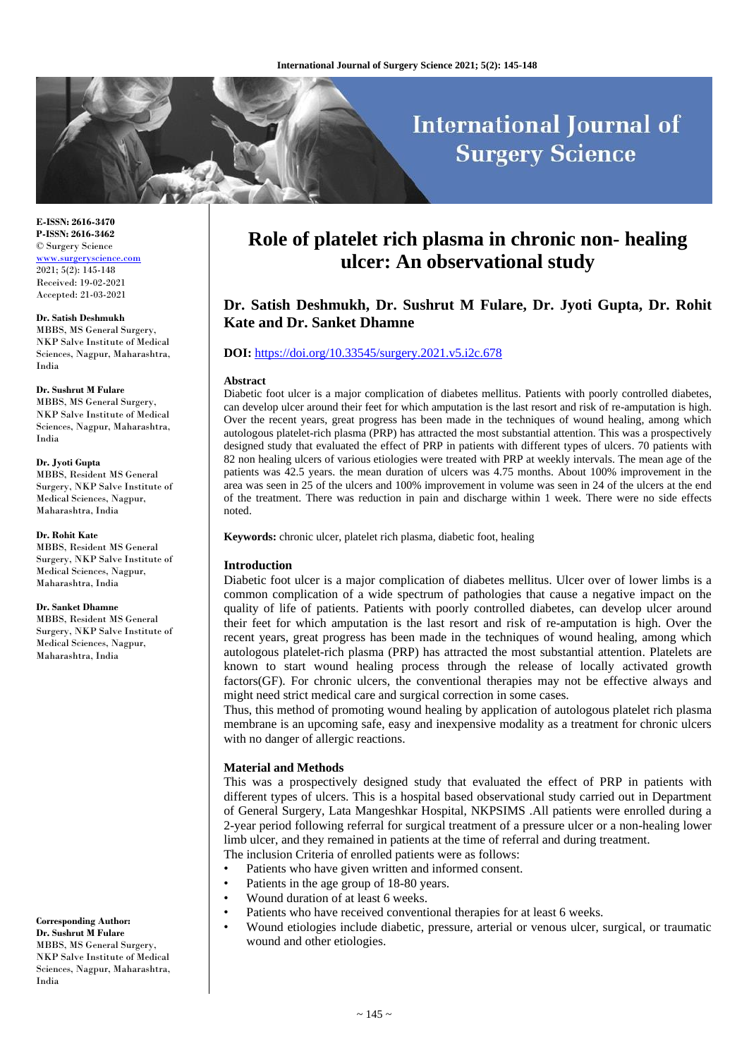E-ISSN: 2616-3470
P-ISSN: 2616-3462
© Surgery Science
www.surgeryscience.com
2021; 5(2): 145-148
Received: 19-02-2021
Accepted: 21-03-2021

**Dr. Satish Deshmukh**
MBBS, MS General Surgery, NKP Salve Institute of Medical Sciences, Nagpur, Maharashtra, India

**Dr. Sushrut M Fulare**
MBBS, MS General Surgery, NKP Salve Institute of Medical Sciences, Nagpur, Maharashtra, India

**Dr. Jyoti Gupta**
MBBS, Resident MS General Surgery, NKP Salve Institute of Medical Sciences, Nagpur, Maharashtra, India

**Dr. Rohit Kate**
MBBS, Resident MS General Surgery, NKP Salve Institute of Medical Sciences, Nagpur, Maharashtra, India

**Dr. Sanket Dhamne**
MBBS, Resident MS General Surgery, NKP Salve Institute of Medical Sciences, Nagpur, Maharashtra, India

**Corresponding Author:**
**Dr. Sushrut M Fulare**
MBBS, MS General Surgery, NKP Salve Institute of Medical Sciences, Nagpur, Maharashtra, India

# Role of platelet rich plasma in chronic non- healing ulcer: An observational study

## Dr. Satish Deshmukh, Dr. Sushrut M Fulare, Dr. Jyoti Gupta, Dr. Rohit Kate and Dr. Sanket Dhamne

**DOI:** https://doi.org/10.33545/surgery.2021.v5.i2c.678

### Abstract

Diabetic foot ulcer is a major complication of diabetes mellitus. Patients with poorly controlled diabetes, can develop ulcer around their feet for which amputation is the last resort and risk of re-amputation is high. Over the recent years, great progress has been made in the techniques of wound healing, among which autologous platelet-rich plasma (PRP) has attracted the most substantial attention. This was a prospectively designed study that evaluated the effect of PRP in patients with different types of ulcers. 70 patients with 82 non healing ulcers of various etiologies were treated with PRP at weekly intervals. The mean age of the patients was 42.5 years. the mean duration of ulcers was 4.75 months. About 100% improvement in the area was seen in 25 of the ulcers and 100% improvement in volume was seen in 24 of the ulcers at the end of the treatment. There was reduction in pain and discharge within 1 week. There were no side effects noted.

**Keywords:** chronic ulcer, platelet rich plasma, diabetic foot, healing

### Introduction

Diabetic foot ulcer is a major complication of diabetes mellitus. Ulcer over of lower limbs is a common complication of a wide spectrum of pathologies that cause a negative impact on the quality of life of patients. Patients with poorly controlled diabetes, can develop ulcer around their feet for which amputation is the last resort and risk of re-amputation is high. Over the recent years, great progress has been made in the techniques of wound healing, among which autologous platelet-rich plasma (PRP) has attracted the most substantial attention. Platelets are known to start wound healing process through the release of locally activated growth factors(GF). For chronic ulcers, the conventional therapies may not be effective always and might need strict medical care and surgical correction in some cases.

Thus, this method of promoting wound healing by application of autologous platelet rich plasma membrane is an upcoming safe, easy and inexpensive modality as a treatment for chronic ulcers with no danger of allergic reactions.

### Material and Methods

This was a prospectively designed study that evaluated the effect of PRP in patients with different types of ulcers. This is a hospital based observational study carried out in Department of General Surgery, Lata Mangeshkar Hospital, NKPSIMS .All patients were enrolled during a 2-year period following referral for surgical treatment of a pressure ulcer or a non-healing lower limb ulcer, and they remained in patients at the time of referral and during treatment.

The inclusion Criteria of enrolled patients were as follows:

- Patients who have given written and informed consent.
- Patients in the age group of 18-80 years.
- Wound duration of at least 6 weeks.
- Patients who have received conventional therapies for at least 6 weeks.
- Wound etiologies include diabetic, pressure, arterial or venous ulcer, surgical, or traumatic wound and other etiologies.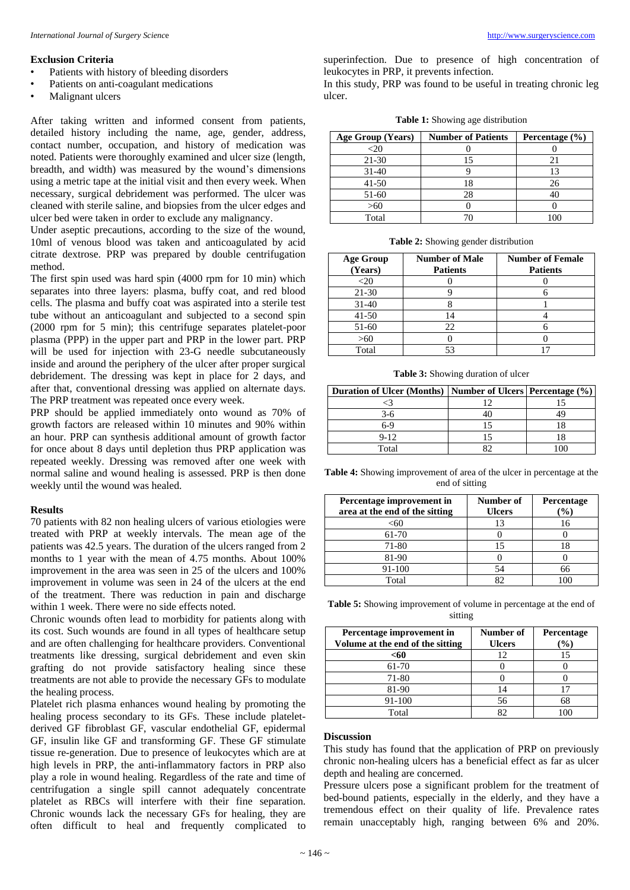**Exclusion Criteria**

- Patients with history of bleeding disorders
- Patients on anti-coagulant medications
- Malignant ulcers

After taking written and informed consent from patients, detailed history including the name, age, gender, address, contact number, occupation, and history of medication was noted. Patients were thoroughly examined and ulcer size (length, breadth, and width) was measured by the wound's dimensions using a metric tape at the initial visit and then every week. When necessary, surgical debridement was performed. The ulcer was cleaned with sterile saline, and biopsies from the ulcer edges and ulcer bed were taken in order to exclude any malignancy.

Under aseptic precautions, according to the size of the wound, 10ml of venous blood was taken and anticoagulated by acid citrate dextrose. PRP was prepared by double centrifugation method.

The first spin used was hard spin (4000 rpm for 10 min) which separates into three layers: plasma, buffy coat, and red blood cells. The plasma and buffy coat was aspirated into a sterile test tube without an anticoagulant and subjected to a second spin (2000 rpm for 5 min); this centrifuge separates platelet-poor plasma (PPP) in the upper part and PRP in the lower part. PRP will be used for injection with 23-G needle subcutaneously inside and around the periphery of the ulcer after proper surgical debridement. The dressing was kept in place for 2 days, and after that, conventional dressing was applied on alternate days. The PRP treatment was repeated once every week.

PRP should be applied immediately onto wound as 70% of growth factors are released within 10 minutes and 90% within an hour. PRP can synthesis additional amount of growth factor for once about 8 days until depletion thus PRP application was repeated weekly. Dressing was removed after one week with normal saline and wound healing is assessed. PRP is then done weekly until the wound was healed.

**Results**

70 patients with 82 non healing ulcers of various etiologies were treated with PRP at weekly intervals. The mean age of the patients was 42.5 years. The duration of the ulcers ranged from 2 months to 1 year with the mean of 4.75 months. About 100% improvement in the area was seen in 25 of the ulcers and 100% improvement in volume was seen in 24 of the ulcers at the end of the treatment. There was reduction in pain and discharge within 1 week. There were no side effects noted.

Chronic wounds often lead to morbidity for patients along with its cost. Such wounds are found in all types of healthcare setup and are often challenging for healthcare providers. Conventional treatments like dressing, surgical debridement and even skin grafting do not provide satisfactory healing since these treatments are not able to provide the necessary GFs to modulate the healing process.

Platelet rich plasma enhances wound healing by promoting the healing process secondary to its GFs. These include platelet-derived GF fibroblast GF, vascular endothelial GF, epidermal GF, insulin like GF and transforming GF. These GF stimulate tissue re-generation. Due to presence of leukocytes which are at high levels in PRP, the anti-inflammatory factors in PRP also play a role in wound healing. Regardless of the rate and time of centrifugation a single spill cannot adequately concentrate platelet as RBCs will interfere with their fine separation. Chronic wounds lack the necessary GFs for healing, they are often difficult to heal and frequently complicated to superinfection. Due to presence of high concentration of leukocytes in PRP, it prevents infection.

In this study, PRP was found to be useful in treating chronic leg ulcer.

**Table 1:** Showing age distribution

| Age Group (Years) | Number of Patients | Percentage (%) |
|---|---|---|
| <20 | 0 | 0 |
| 21-30 | 15 | 21 |
| 31-40 | 9 | 13 |
| 41-50 | 18 | 26 |
| 51-60 | 28 | 40 |
| >60 | 0 | 0 |
| Total | 70 | 100 |

**Table 2:** Showing gender distribution

| Age Group (Years) | Number of Male Patients | Number of Female Patients |
|---|---|---|
| <20 | 0 | 0 |
| 21-30 | 9 | 6 |
| 31-40 | 8 | 1 |
| 41-50 | 14 | 4 |
| 51-60 | 22 | 6 |
| >60 | 0 | 0 |
| Total | 53 | 17 |

**Table 3:** Showing duration of ulcer

| Duration of Ulcer (Months) | Number of Ulcers | Percentage (%) |
|---|---|---|
| <3 | 12 | 15 |
| 3-6 | 40 | 49 |
| 6-9 | 15 | 18 |
| 9-12 | 15 | 18 |
| Total | 82 | 100 |

**Table 4:** Showing improvement of area of the ulcer in percentage at the end of sitting

| Percentage improvement in area at the end of the sitting | Number of Ulcers | Percentage (%) |
|---|---|---|
| <60 | 13 | 16 |
| 61-70 | 0 | 0 |
| 71-80 | 15 | 18 |
| 81-90 | 0 | 0 |
| 91-100 | 54 | 66 |
| Total | 82 | 100 |

**Table 5:** Showing improvement of volume in percentage at the end of sitting

| Percentage improvement in Volume at the end of the sitting | Number of Ulcers | Percentage (%) |
|---|---|---|
| **<60** | 12 | 15 |
| 61-70 | 0 | 0 |
| 71-80 | 0 | 0 |
| 81-90 | 14 | 17 |
| 91-100 | 56 | 68 |
| Total | 82 | 100 |

**Discussion**

This study has found that the application of PRP on previously chronic non-healing ulcers has a beneficial effect as far as ulcer depth and healing are concerned.

Pressure ulcers pose a significant problem for the treatment of bed-bound patients, especially in the elderly, and they have a tremendous effect on their quality of life. Prevalence rates remain unacceptably high, ranging between 6% and 20%.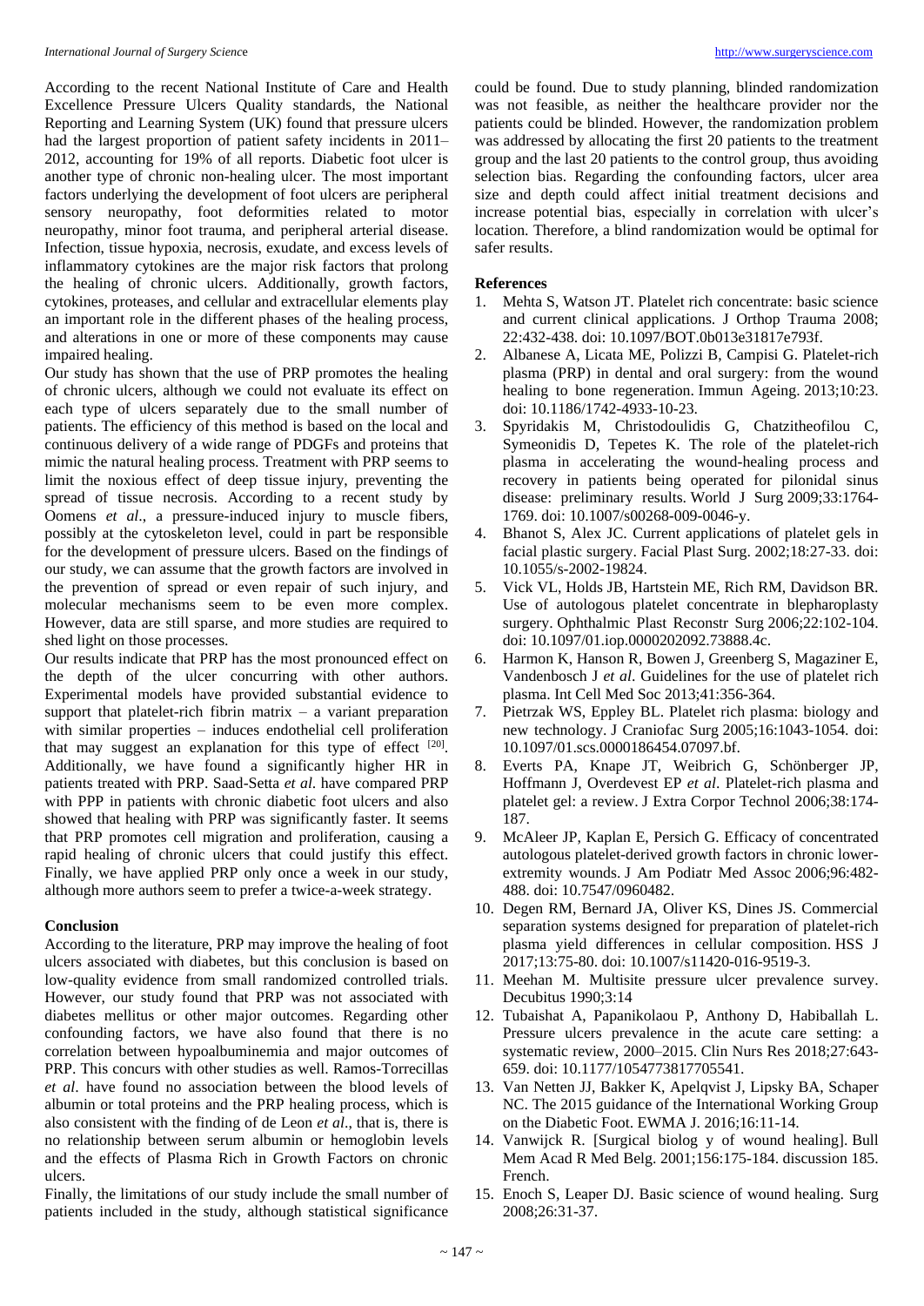According to the recent National Institute of Care and Health Excellence Pressure Ulcers Quality standards, the National Reporting and Learning System (UK) found that pressure ulcers had the largest proportion of patient safety incidents in 2011–2012, accounting for 19% of all reports. Diabetic foot ulcer is another type of chronic non-healing ulcer. The most important factors underlying the development of foot ulcers are peripheral sensory neuropathy, foot deformities related to motor neuropathy, minor foot trauma, and peripheral arterial disease. Infection, tissue hypoxia, necrosis, exudate, and excess levels of inflammatory cytokines are the major risk factors that prolong the healing of chronic ulcers. Additionally, growth factors, cytokines, proteases, and cellular and extracellular elements play an important role in the different phases of the healing process, and alterations in one or more of these components may cause impaired healing.

Our study has shown that the use of PRP promotes the healing of chronic ulcers, although we could not evaluate its effect on each type of ulcers separately due to the small number of patients. The efficiency of this method is based on the local and continuous delivery of a wide range of PDGFs and proteins that mimic the natural healing process. Treatment with PRP seems to limit the noxious effect of deep tissue injury, preventing the spread of tissue necrosis. According to a recent study by Oomens *et al*., a pressure-induced injury to muscle fibers, possibly at the cytoskeleton level, could in part be responsible for the development of pressure ulcers. Based on the findings of our study, we can assume that the growth factors are involved in the prevention of spread or even repair of such injury, and molecular mechanisms seem to be even more complex. However, data are still sparse, and more studies are required to shed light on those processes.

Our results indicate that PRP has the most pronounced effect on the depth of the ulcer concurring with other authors. Experimental models have provided substantial evidence to support that platelet-rich fibrin matrix – a variant preparation with similar properties – induces endothelial cell proliferation that may suggest an explanation for this type of effect [20]. Additionally, we have found a significantly higher HR in patients treated with PRP. Saad-Setta *et al*. have compared PRP with PPP in patients with chronic diabetic foot ulcers and also showed that healing with PRP was significantly faster. It seems that PRP promotes cell migration and proliferation, causing a rapid healing of chronic ulcers that could justify this effect. Finally, we have applied PRP only once a week in our study, although more authors seem to prefer a twice-a-week strategy.

## Conclusion

According to the literature, PRP may improve the healing of foot ulcers associated with diabetes, but this conclusion is based on low-quality evidence from small randomized controlled trials. However, our study found that PRP was not associated with diabetes mellitus or other major outcomes. Regarding other confounding factors, we have also found that there is no correlation between hypoalbuminemia and major outcomes of PRP. This concurs with other studies as well. Ramos-Torrecillas *et al*. have found no association between the blood levels of albumin or total proteins and the PRP healing process, which is also consistent with the finding of de Leon *et al*., that is, there is no relationship between serum albumin or hemoglobin levels and the effects of Plasma Rich in Growth Factors on chronic ulcers.

Finally, the limitations of our study include the small number of patients included in the study, although statistical significance could be found. Due to study planning, blinded randomization was not feasible, as neither the healthcare provider nor the patients could be blinded. However, the randomization problem was addressed by allocating the first 20 patients to the treatment group and the last 20 patients to the control group, thus avoiding selection bias. Regarding the confounding factors, ulcer area size and depth could affect initial treatment decisions and increase potential bias, especially in correlation with ulcer's location. Therefore, a blind randomization would be optimal for safer results.

## References

1. Mehta S, Watson JT. Platelet rich concentrate: basic science and current clinical applications. J Orthop Trauma 2008; 22:432-438. doi: 10.1097/BOT.0b013e31817e793f.
2. Albanese A, Licata ME, Polizzi B, Campisi G. Platelet-rich plasma (PRP) in dental and oral surgery: from the wound healing to bone regeneration. Immun Ageing. 2013;10:23. doi: 10.1186/1742-4933-10-23.
3. Spyridakis M, Christodoulidis G, Chatzitheofilou C, Symeonidis D, Tepetes K. The role of the platelet-rich plasma in accelerating the wound-healing process and recovery in patients being operated for pilonidal sinus disease: preliminary results. World J Surg 2009;33:1764-1769. doi: 10.1007/s00268-009-0046-y.
4. Bhanot S, Alex JC. Current applications of platelet gels in facial plastic surgery. Facial Plast Surg. 2002;18:27-33. doi: 10.1055/s-2002-19824.
5. Vick VL, Holds JB, Hartstein ME, Rich RM, Davidson BR. Use of autologous platelet concentrate in blepharoplasty surgery. Ophthalmic Plast Reconstr Surg 2006;22:102-104. doi: 10.1097/01.iop.0000202092.73888.4c.
6. Harmon K, Hanson R, Bowen J, Greenberg S, Magaziner E, Vandenbosch J *et al*. Guidelines for the use of platelet rich plasma. Int Cell Med Soc 2013;41:356-364.
7. Pietrzak WS, Eppley BL. Platelet rich plasma: biology and new technology. J Craniofac Surg 2005;16:1043-1054. doi: 10.1097/01.scs.0000186454.07097.bf.
8. Everts PA, Knape JT, Weibrich G, Schönberger JP, Hoffmann J, Overdevest EP *et al*. Platelet-rich plasma and platelet gel: a review. J Extra Corpor Technol 2006;38:174-187.
9. McAleer JP, Kaplan E, Persich G. Efficacy of concentrated autologous platelet-derived growth factors in chronic lower-extremity wounds. J Am Podiatr Med Assoc 2006;96:482-488. doi: 10.7547/0960482.
10. Degen RM, Bernard JA, Oliver KS, Dines JS. Commercial separation systems designed for preparation of platelet-rich plasma yield differences in cellular composition. HSS J 2017;13:75-80. doi: 10.1007/s11420-016-9519-3.
11. Meehan M. Multisite pressure ulcer prevalence survey. Decubitus 1990;3:14
12. Tubaishat A, Papanikolaou P, Anthony D, Habiballah L. Pressure ulcers prevalence in the acute care setting: a systematic review, 2000–2015. Clin Nurs Res 2018;27:643-659. doi: 10.1177/1054773817705541.
13. Van Netten JJ, Bakker K, Apelqvist J, Lipsky BA, Schaper NC. The 2015 guidance of the International Working Group on the Diabetic Foot. EWMA J. 2016;16:11-14.
14. Vanwijck R. [Surgical biolog y of wound healing]. Bull Mem Acad R Med Belg. 2001;156:175-184. discussion 185. French.
15. Enoch S, Leaper DJ. Basic science of wound healing. Surg 2008;26:31-37.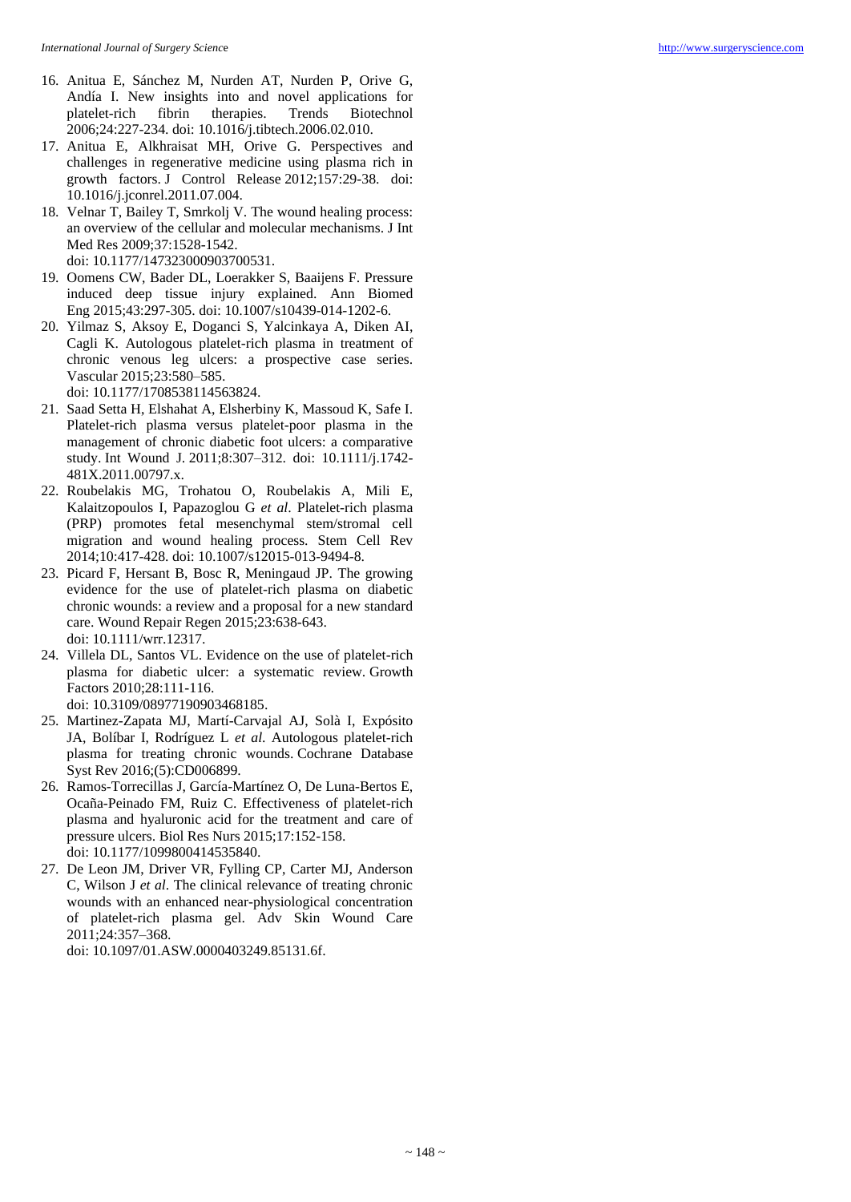16. Anitua E, Sánchez M, Nurden AT, Nurden P, Orive G, Andía I. New insights into and novel applications for platelet-rich fibrin therapies. Trends Biotechnol 2006;24:227-234. doi: 10.1016/j.tibtech.2006.02.010.
17. Anitua E, Alkhraisat MH, Orive G. Perspectives and challenges in regenerative medicine using plasma rich in growth factors. J Control Release 2012;157:29-38. doi: 10.1016/j.jconrel.2011.07.004.
18. Velnar T, Bailey T, Smrkolj V. The wound healing process: an overview of the cellular and molecular mechanisms. J Int Med Res 2009;37:1528-1542. doi: 10.1177/147323000903700531.
19. Oomens CW, Bader DL, Loerakker S, Baaijens F. Pressure induced deep tissue injury explained. Ann Biomed Eng 2015;43:297-305. doi: 10.1007/s10439-014-1202-6.
20. Yilmaz S, Aksoy E, Doganci S, Yalcinkaya A, Diken AI, Cagli K. Autologous platelet-rich plasma in treatment of chronic venous leg ulcers: a prospective case series. Vascular 2015;23:580–585. doi: 10.1177/1708538114563824.
21. Saad Setta H, Elshahat A, Elsherbiny K, Massoud K, Safe I. Platelet-rich plasma versus platelet-poor plasma in the management of chronic diabetic foot ulcers: a comparative study. Int Wound J. 2011;8:307–312. doi: 10.1111/j.1742-481X.2011.00797.x.
22. Roubelakis MG, Trohatou O, Roubelakis A, Mili E, Kalaitzopoulos I, Papazoglou G *et al*. Platelet-rich plasma (PRP) promotes fetal mesenchymal stem/stromal cell migration and wound healing process. Stem Cell Rev 2014;10:417-428. doi: 10.1007/s12015-013-9494-8.
23. Picard F, Hersant B, Bosc R, Meningaud JP. The growing evidence for the use of platelet-rich plasma on diabetic chronic wounds: a review and a proposal for a new standard care. Wound Repair Regen 2015;23:638-643. doi: 10.1111/wrr.12317.
24. Villela DL, Santos VL. Evidence on the use of platelet-rich plasma for diabetic ulcer: a systematic review. Growth Factors 2010;28:111-116. doi: 10.3109/08977190903468185.
25. Martinez-Zapata MJ, Martí-Carvajal AJ, Solà I, Expósito JA, Bolíbar I, Rodríguez L *et al*. Autologous platelet-rich plasma for treating chronic wounds. Cochrane Database Syst Rev 2016;(5):CD006899.
26. Ramos-Torrecillas J, García-Martínez O, De Luna-Bertos E, Ocaña-Peinado FM, Ruiz C. Effectiveness of platelet-rich plasma and hyaluronic acid for the treatment and care of pressure ulcers. Biol Res Nurs 2015;17:152-158. doi: 10.1177/1099800414535840.
27. De Leon JM, Driver VR, Fylling CP, Carter MJ, Anderson C, Wilson J *et al*. The clinical relevance of treating chronic wounds with an enhanced near-physiological concentration of platelet-rich plasma gel. Adv Skin Wound Care 2011;24:357–368. doi: 10.1097/01.ASW.0000403249.85131.6f.